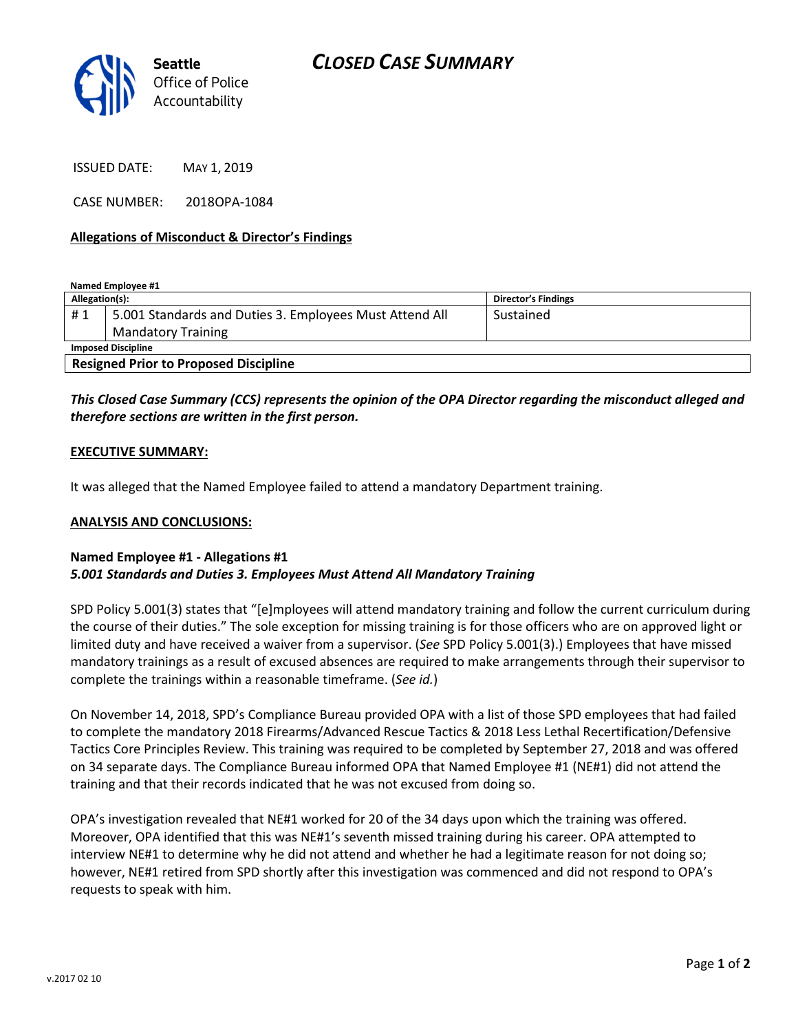Seattle
Office of Police
Accountability

# CLOSED CASE SUMMARY

ISSUED DATE: MAY 1, 2019

CASE NUMBER: 2018OPA-1084

**Allegations of Misconduct & Director's Findings**

**Named Employee #1**

| Allegation(s): | | Director's Findings |
|---|---|---|
| # 1 | 5.001 Standards and Duties 3. Employees Must Attend All Mandatory Training | Sustained |
| **Imposed Discipline** | | |
| **Resigned Prior to Proposed Discipline** | | |

***This Closed Case Summary (CCS) represents the opinion of the OPA Director regarding the misconduct alleged and therefore sections are written in the first person.***

**EXECUTIVE SUMMARY:**

It was alleged that the Named Employee failed to attend a mandatory Department training.

**ANALYSIS AND CONCLUSIONS:**

**Named Employee #1 - Allegations #1**
***5.001 Standards and Duties 3. Employees Must Attend All Mandatory Training***

SPD Policy 5.001(3) states that "[e]mployees will attend mandatory training and follow the current curriculum during the course of their duties." The sole exception for missing training is for those officers who are on approved light or limited duty and have received a waiver from a supervisor. (*See* SPD Policy 5.001(3).) Employees that have missed mandatory trainings as a result of excused absences are required to make arrangements through their supervisor to complete the trainings within a reasonable timeframe. (*See id.*)

On November 14, 2018, SPD's Compliance Bureau provided OPA with a list of those SPD employees that had failed to complete the mandatory 2018 Firearms/Advanced Rescue Tactics & 2018 Less Lethal Recertification/Defensive Tactics Core Principles Review. This training was required to be completed by September 27, 2018 and was offered on 34 separate days. The Compliance Bureau informed OPA that Named Employee #1 (NE#1) did not attend the training and that their records indicated that he was not excused from doing so.

OPA's investigation revealed that NE#1 worked for 20 of the 34 days upon which the training was offered. Moreover, OPA identified that this was NE#1's seventh missed training during his career. OPA attempted to interview NE#1 to determine why he did not attend and whether he had a legitimate reason for not doing so; however, NE#1 retired from SPD shortly after this investigation was commenced and did not respond to OPA's requests to speak with him.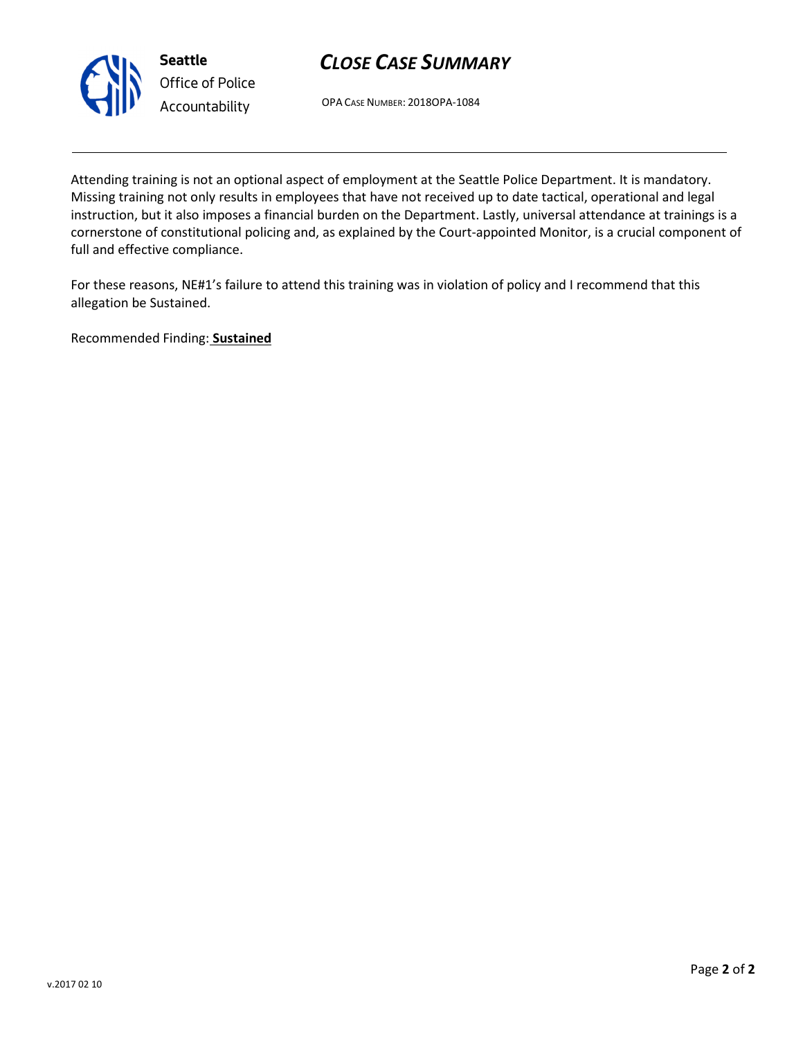Attending training is not an optional aspect of employment at the Seattle Police Department. It is mandatory. Missing training not only results in employees that have not received up to date tactical, operational and legal instruction, but it also imposes a financial burden on the Department. Lastly, universal attendance at trainings is a cornerstone of constitutional policing and, as explained by the Court-appointed Monitor, is a crucial component of full and effective compliance.

For these reasons, NE#1's failure to attend this training was in violation of policy and I recommend that this allegation be Sustained.

Recommended Finding: **Sustained**